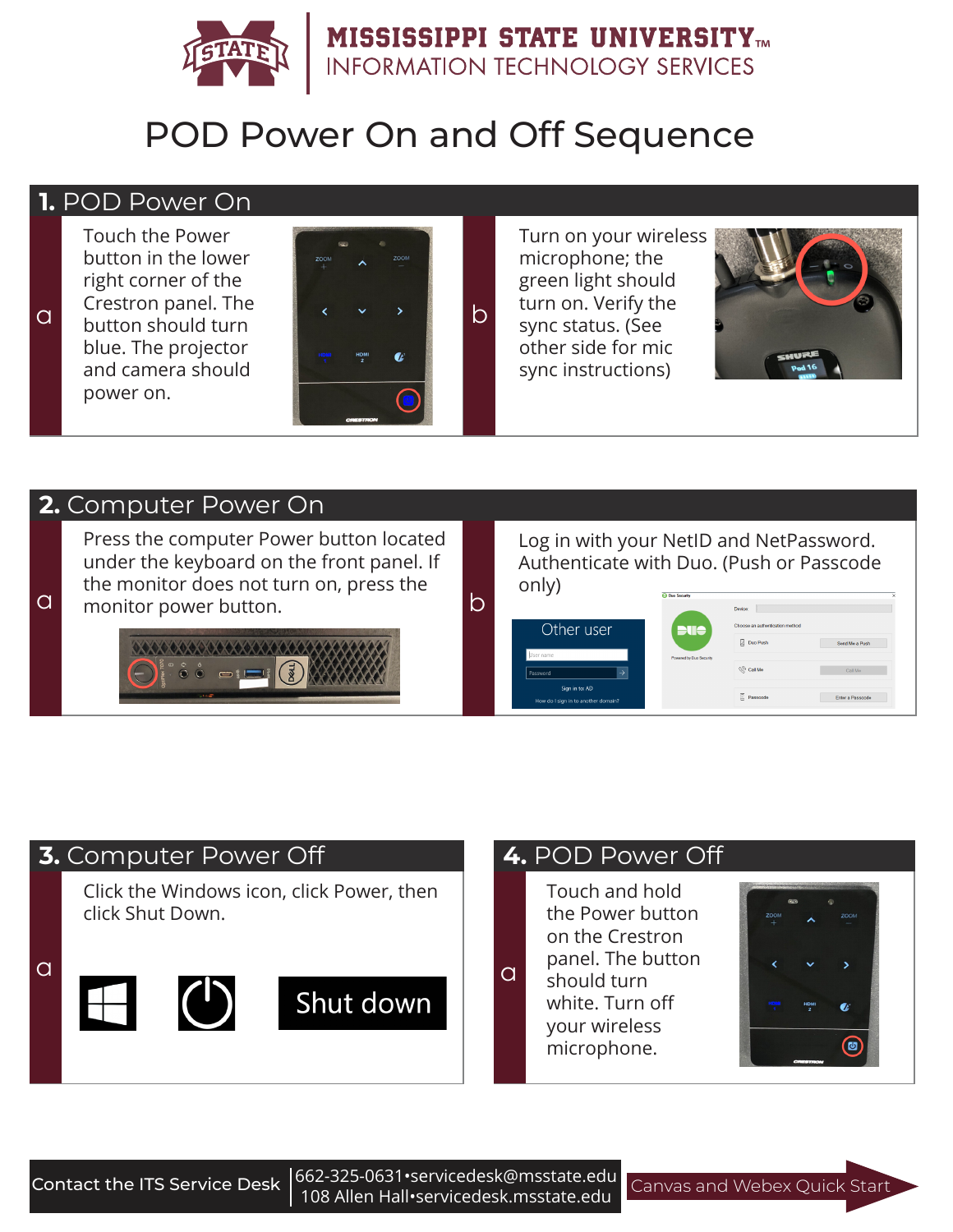# MISSISSIPPI STATE UNIVERSITY™
## INFORMATION TECHNOLOGY SERVICES

# POD Power On and Off Sequence

## 1. POD Power On

**a** Touch the Power button in the lower right corner of the Crestron panel. The button should turn blue. The projector and camera should power on.

**b** Turn on your wireless microphone; the green light should turn on. Verify the sync status. (See other side for mic sync instructions)

## 2. Computer Power On

**a** Press the computer Power button located under the keyboard on the front panel. If the monitor does not turn on, press the monitor power button.

**b** Log in with your NetID and NetPassword. Authenticate with Duo. (Push or Passcode only)

## 3. Computer Power Off

**a** Click the Windows icon, click Power, then click Shut Down.

Shut down

## 4. POD Power Off

**a** Touch and hold the Power button on the Crestron panel. The button should turn white. Turn off your wireless microphone.

Contact the ITS Service Desk | 662-325-0631•servicedesk@msstate.edu
108 Allen Hall•servicedesk.msstate.edu

Canvas and Webex Quick Start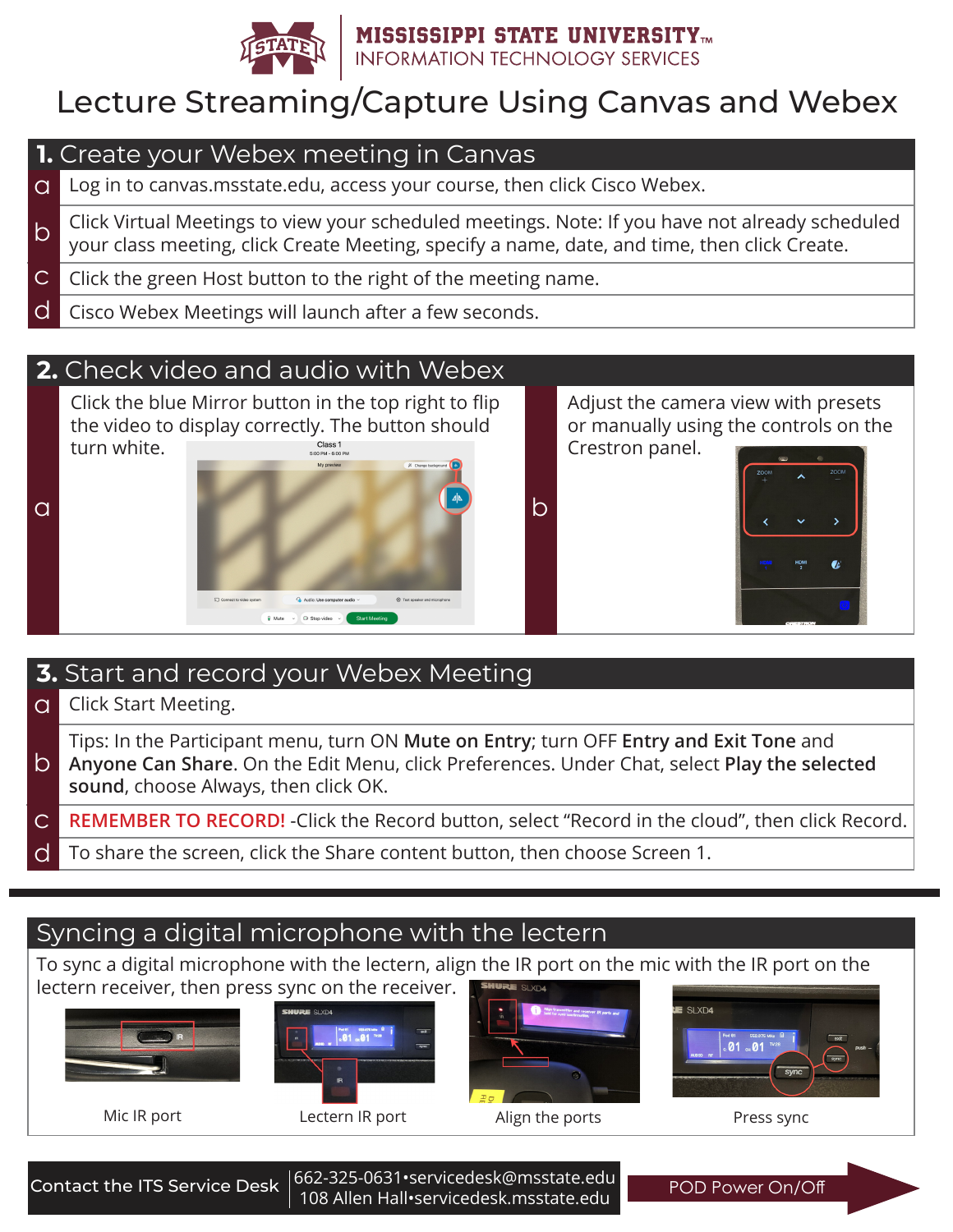MISSISSIPPI STATE UNIVERSITY™
INFORMATION TECHNOLOGY SERVICES

# Lecture Streaming/Capture Using Canvas and Webex

## 1. Create your Webex meeting in Canvas

- **a** Log in to canvas.msstate.edu, access your course, then click Cisco Webex.
- **b** Click Virtual Meetings to view your scheduled meetings. Note: If you have not already scheduled your class meeting, click Create Meeting, specify a name, date, and time, then click Create.
- **c** Click the green Host button to the right of the meeting name.
- **d** Cisco Webex Meetings will launch after a few seconds.

## 2. Check video and audio with Webex

- **a** Click the blue Mirror button in the top right to flip the video to display correctly. The button should turn white.
- **b** Adjust the camera view with presets or manually using the controls on the Crestron panel.

## 3. Start and record your Webex Meeting

- **a** Click Start Meeting.
- **b** Tips: In the Participant menu, turn ON **Mute on Entry**; turn OFF **Entry and Exit Tone** and **Anyone Can Share**. On the Edit Menu, click Preferences. Under Chat, select **Play the selected sound**, choose Always, then click OK.
- **c** REMEMBER TO RECORD! -Click the Record button, select "Record in the cloud", then click Record.
- **d** To share the screen, click the Share content button, then choose Screen 1.

## Syncing a digital microphone with the lectern

To sync a digital microphone with the lectern, align the IR port on the mic with the IR port on the lectern receiver, then press sync on the receiver.

Mic IR port

Lectern IR port

Align the ports

Press sync

Contact the ITS Service Desk | 662-325-0631•servicedesk@msstate.edu
108 Allen Hall•servicedesk.msstate.edu

POD Power On/Off